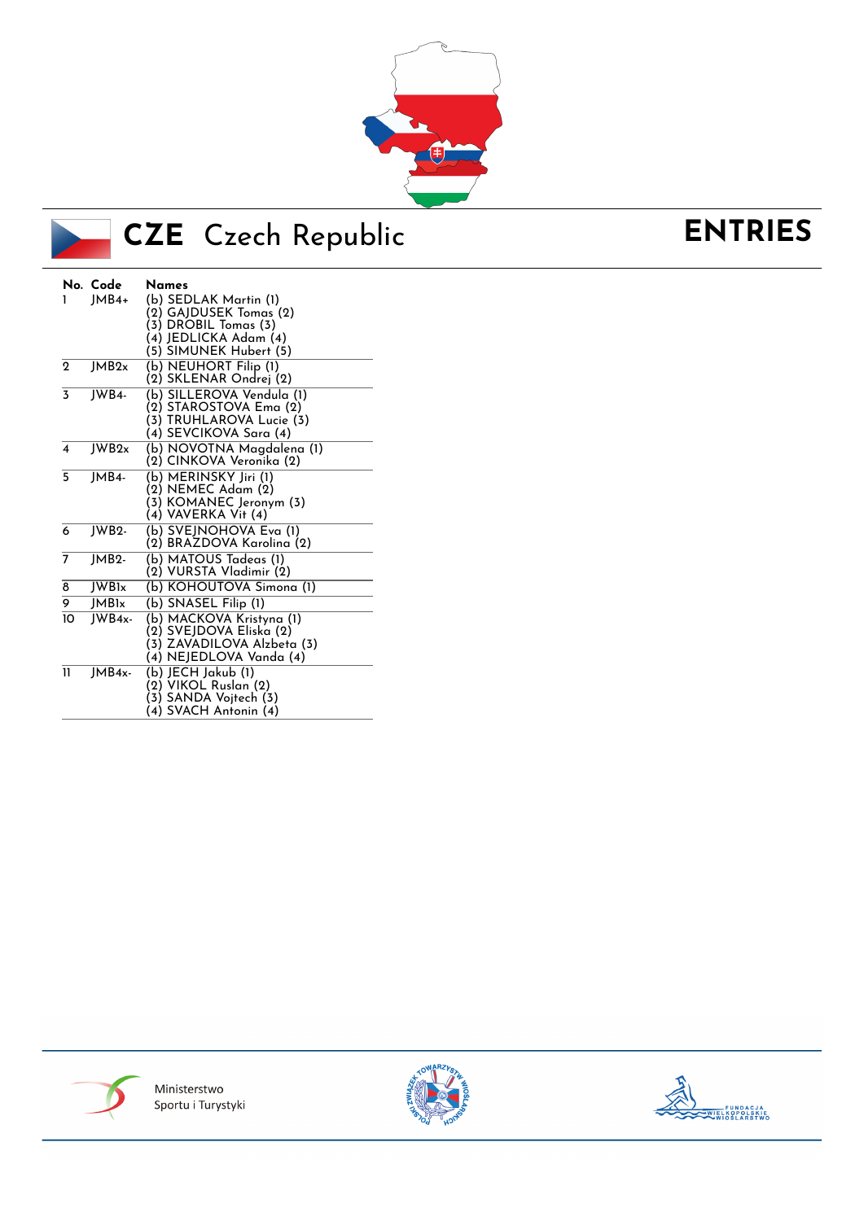# CZE Czech Republic

## ENTRIES

| No. | Code | Names |
| --- | --- | --- |
| 1 | JMB4+ | (b) SEDLAK Martin (1)<br>(2) GAJDUSEK Tomas (2)<br>(3) DROBIL Tomas (3)<br>(4) JEDLICKA Adam (4)<br>(5) SIMUNEK Hubert (5) |
| 2 | JMB2x | (b) NEUHORT Filip (1)<br>(2) SKLENAR Ondrej (2) |
| 3 | JWB4- | (b) SILLEROVA Vendula (1)<br>(2) STAROSTOVA Ema (2)<br>(3) TRUHLAROVA Lucie (3)<br>(4) SEVCIKOVA Sara (4) |
| 4 | JWB2x | (b) NOVOTNA Magdalena (1)<br>(2) CINKOVA Veronika (2) |
| 5 | JMB4- | (b) MERINSKY Jiri (1)<br>(2) NEMEC Adam (2)<br>(3) KOMANEC Jeronym (3)<br>(4) VAVERKA Vit (4) |
| 6 | JWB2- | (b) SVEJNOHOVA Eva (1)<br>(2) BRAZDOVA Karolina (2) |
| 7 | JMB2- | (b) MATOUS Tadeas (1)<br>(2) VURSTA Vladimir (2) |
| 8 | JWB1x | (b) KOHOUTOVA Simona (1) |
| 9 | JMB1x | (b) SNASEL Filip (1) |
| 10 | JWB4x- | (b) MACKOVA Kristyna (1)<br>(2) SVEJDOVA Eliska (2)<br>(3) ZAVADILOVA Alzbeta (3)<br>(4) NEJEDLOVA Vanda (4) |
| 11 | JMB4x- | (b) JECH Jakub (1)<br>(2) VIKOL Ruslan (2)<br>(3) SANDA Vojtech (3)<br>(4) SVACH Antonin (4) |

Ministerstwo Sportu i Turystyki

POLSKI ZWIĄZEK TOWARZYSTW WIOŚLARSKICH

FUNDACJA WIELKOPOLSKIE WIOŚLARSTWO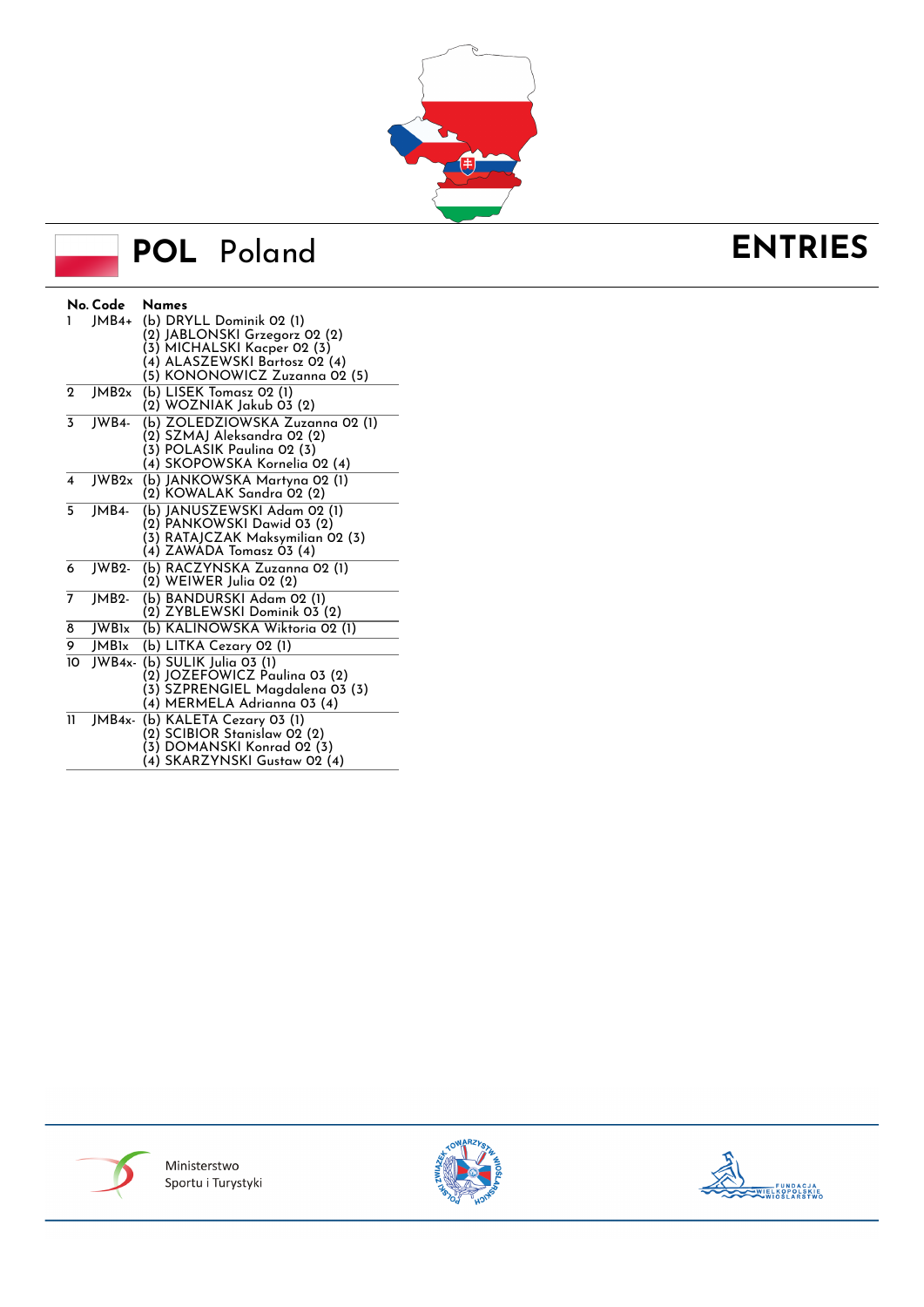# POL Poland

# ENTRIES

| No. | Code | Names |
|---|---|---|
| 1 | JMB4+ | (b) DRYLL Dominik 02 (1)<br>(2) JABLONSKI Grzegorz 02 (2)<br>(3) MICHALSKI Kacper 02 (3)<br>(4) ALASZEWSKI Bartosz 02 (4)<br>(5) KONONOWICZ Zuzanna 02 (5) |
| 2 | JMB2x | (b) LISEK Tomasz 02 (1)<br>(2) WOZNIAK Jakub 03 (2) |
| 3 | JWB4- | (b) ZOLEDZIOWSKA Zuzanna 02 (1)<br>(2) SZMAJ Aleksandra 02 (2)<br>(3) POLASIK Paulina 02 (3)<br>(4) SKOPOWSKA Kornelia 02 (4) |
| 4 | JWB2x | (b) JANKOWSKA Martyna 02 (1)<br>(2) KOWALAK Sandra 02 (2) |
| 5 | JMB4- | (b) JANUSZEWSKI Adam 02 (1)<br>(2) PANKOWSKI Dawid 03 (2)<br>(3) RATAJCZAK Maksymilian 02 (3)<br>(4) ZAWADA Tomasz 03 (4) |
| 6 | JWB2- | (b) RACZYNSKA Zuzanna 02 (1)<br>(2) WEIWER Julia 02 (2) |
| 7 | JMB2- | (b) BANDURSKI Adam 02 (1)<br>(2) ZYBLEWSKI Dominik 03 (2) |
| 8 | JWB1x | (b) KALINOWSKA Wiktoria 02 (1) |
| 9 | JMB1x | (b) LITKA Cezary 02 (1) |
| 10 | JWB4x- | (b) SULIK Julia 03 (1)<br>(2) JOZEFOWICZ Paulina 03 (2)<br>(3) SZPRENGIEL Magdalena 03 (3)<br>(4) MERMELA Adrianna 03 (4) |
| 11 | JMB4x- | (b) KALETA Cezary 03 (1)<br>(2) SCIBIOR Stanislaw 02 (2)<br>(3) DOMANSKI Konrad 02 (3)<br>(4) SKARZYNSKI Gustaw 02 (4) |

Ministerstwo Sportu i Turystyki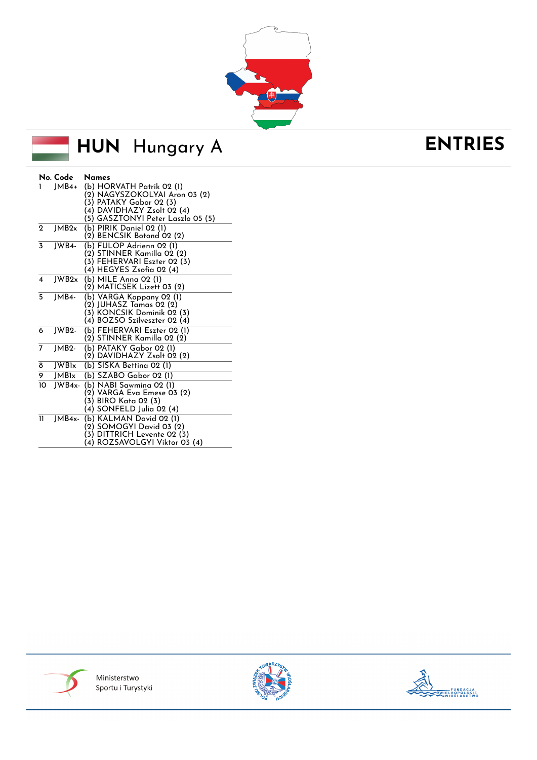# HUN Hungary A

**ENTRIES**

| No. | Code | Names |
|---|---|---|
| 1 | JMB4+ | (b) HORVATH Patrik 02 (1)<br>(2) NAGYSZOKOLYAI Aron 03 (2)<br>(3) PATAKY Gabor 02 (3)<br>(4) DAVIDHAZY Zsolt 02 (4)<br>(5) GASZTONYI Peter Laszlo 05 (5) |
| 2 | JMB2x | (b) PIRIK Daniel 02 (1)<br>(2) BENCSIK Botond 02 (2) |
| 3 | JWB4- | (b) FULOP Adrienn 02 (1)<br>(2) STINNER Kamilla 02 (2)<br>(3) FEHERVARI Eszter 02 (3)<br>(4) HEGYES Zsofia 02 (4) |
| 4 | JWB2x | (b) MILE Anna 02 (1)<br>(2) MATICSEK Lizett 03 (2) |
| 5 | JMB4- | (b) VARGA Koppany 02 (1)<br>(2) JUHASZ Tamas 02 (2)<br>(3) KONCSIK Dominik 02 (3)<br>(4) BOZSO Szilveszter 02 (4) |
| 6 | JWB2- | (b) FEHERVARI Eszter 02 (1)<br>(2) STINNER Kamilla 02 (2) |
| 7 | JMB2- | (b) PATAKY Gabor 02 (1)<br>(2) DAVIDHAZY Zsolt 02 (2) |
| 8 | JWB1x | (b) SISKA Bettina 02 (1) |
| 9 | JMB1x | (b) SZABO Gabor 02 (1) |
| 10 | JWB4x- | (b) NABI Sawmina 02 (1)<br>(2) VARGA Eva Emese 03 (2)<br>(3) BIRO Kata 02 (3)<br>(4) SONFELD Julia 02 (4) |
| 11 | JMB4x- | (b) KALMAN David 02 (1)<br>(2) SOMOGYI David 03 (2)<br>(3) DITTRICH Levente 02 (3)<br>(4) ROZSAVOLGYI Viktor 03 (4) |

Ministerstwo Sportu i Turystyki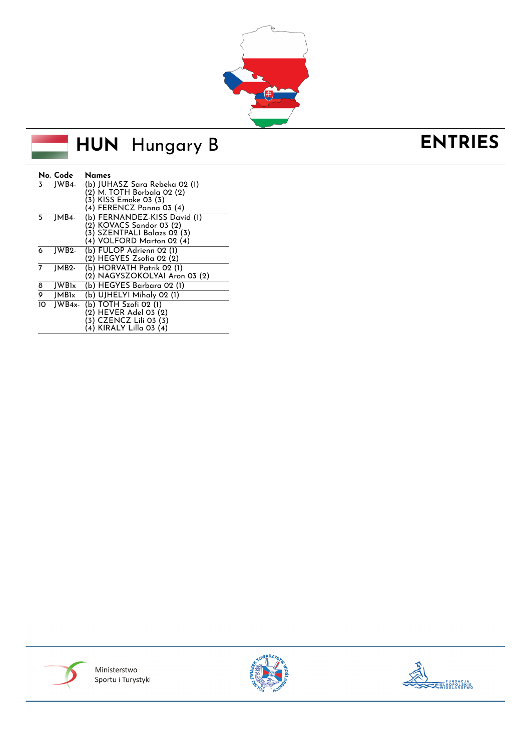# HUN Hungary B

# ENTRIES

| No. | Code | Names |
|---|---|---|
| 3 | JWB4- | (b) JUHASZ Sara Rebeka 02 (1)<br>(2) M. TOTH Borbala 02 (2)<br>(3) KISS Emoke 03 (3)<br>(4) FERENCZ Panna 03 (4) |
| 5 | JMB4- | (b) FERNANDEZ-KISS David (1)<br>(2) KOVACS Sandor 03 (2)<br>(3) SZENTPALI Balazs 02 (3)<br>(4) VOLFORD Marton 02 (4) |
| 6 | JWB2- | (b) FULOP Adrienn 02 (1)<br>(2) HEGYES Zsofia 02 (2) |
| 7 | JMB2- | (b) HORVATH Patrik 02 (1)<br>(2) NAGYSZOKOLYAI Aron 03 (2) |
| 8 | JWB1x | (b) HEGYES Barbara 02 (1) |
| 9 | JMB1x | (b) UJHELYI Mihaly 02 (1) |
| 10 | JWB4x- | (b) TOTH Szofi 02 (1)<br>(2) HEVER Adel 03 (2)<br>(3) CZENCZ Lili 03 (3)<br>(4) KIRALY Lilla 03 (4) |

Ministerstwo Sportu i Turystyki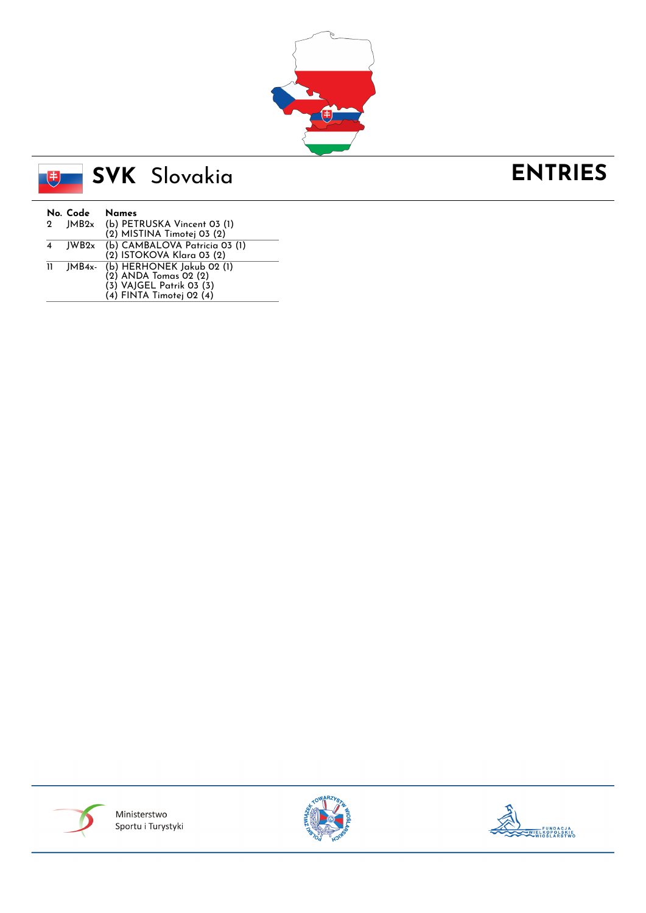# SVK Slovakia

## ENTRIES

| No. | Code | Names |
|---|---|---|
| 2 | JMB2x | (b) PETRUSKA Vincent 03 (1)<br>(2) MISTINA Timotej 03 (2) |
| 4 | JWB2x | (b) CAMBALOVA Patricia 03 (1)<br>(2) ISTOKOVA Klara 03 (2) |
| 11 | JMB4x- | (b) HERHONEK Jakub 02 (1)<br>(2) ANDA Tomas 02 (2)<br>(3) VAJGEL Patrik 03 (3)<br>(4) FINTA Timotej 02 (4) |

Ministerstwo Sportu i Turystyki